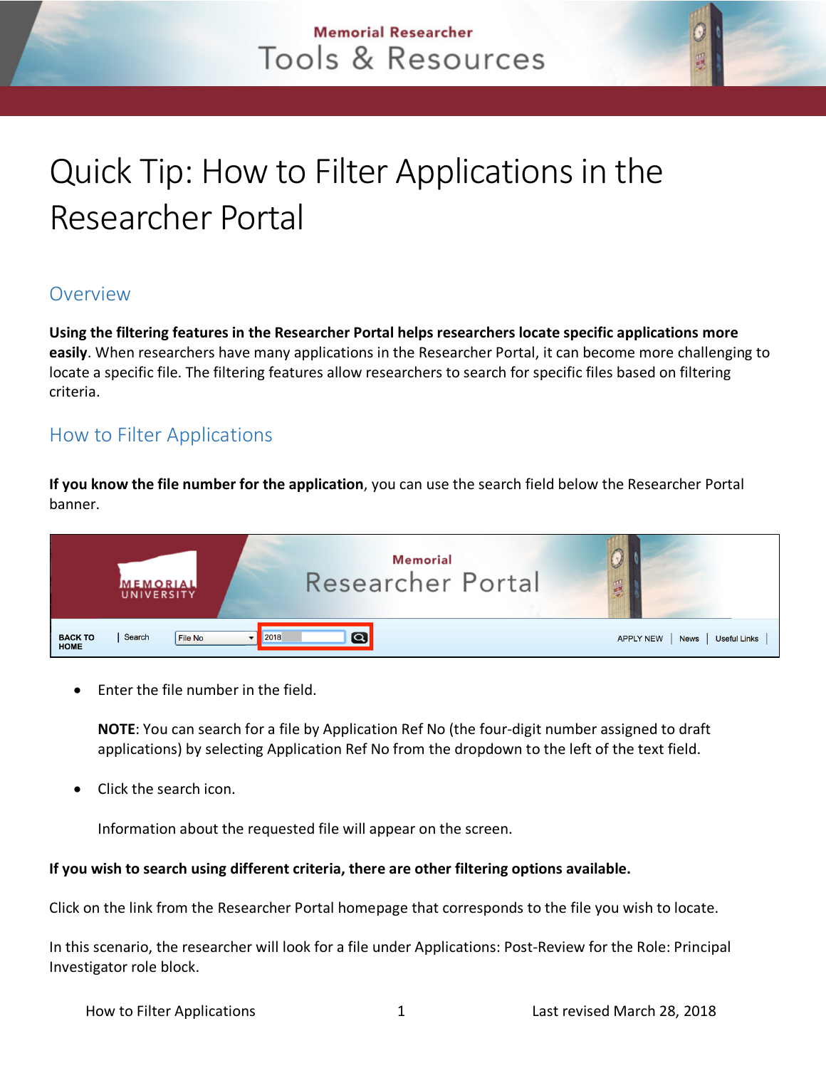# Quick Tip: How to Filter Applications in the Researcher Portal

## Overview

**Using the filtering features in the Researcher Portal helps researchers locate specific applications more easily**. When researchers have many applications in the Researcher Portal, it can become more challenging to locate a specific file. The filtering features allow researchers to search for specific files based on filtering criteria.

## How to Filter Applications

**If you know the file number for the application**, you can use the search field below the Researcher Portal banner.

- Enter the file number in the field.

  **NOTE**: You can search for a file by Application Ref No (the four-digit number assigned to draft applications) by selecting Application Ref No from the dropdown to the left of the text field.

- Click the search icon.

  Information about the requested file will appear on the screen.

**If you wish to search using different criteria, there are other filtering options available.**

Click on the link from the Researcher Portal homepage that corresponds to the file you wish to locate.

In this scenario, the researcher will look for a file under Applications: Post-Review for the Role: Principal Investigator role block.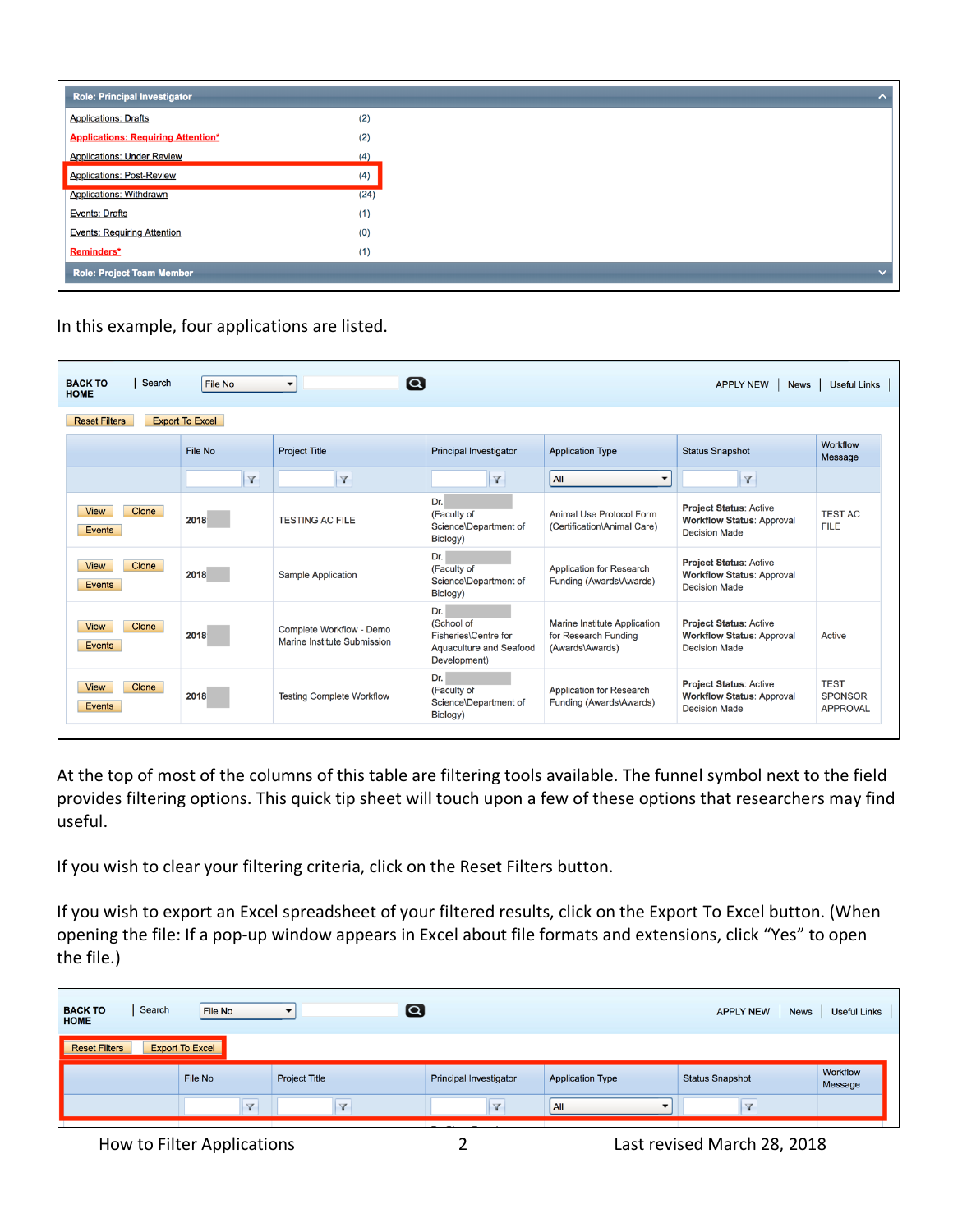| Role: Principal Investigator | |
|---|---|
| Applications: Drafts | (2) |
| Applications: Requiring Attention* | (2) |
| Applications: Under Review | (4) |
| Applications: Post-Review | (4) |
| Applications: Withdrawn | (24) |
| Events: Drafts | (1) |
| Events: Requiring Attention | (0) |
| Reminders* | (1) |
| Role: Project Team Member | |

In this example, four applications are listed.

BACK TO HOME | Search | File No | APPLY NEW | News | Useful Links

Reset Filters | Export To Excel

| | File No | Project Title | Principal Investigator | Application Type | Status Snapshot | Workflow Message |
|---|---|---|---|---|---|---|
| | | | | All | | |
| View Clone Events | 2018 | TESTING AC FILE | Dr. (Faculty of Science\Department of Biology) | Animal Use Protocol Form (Certification\Animal Care) | **Project Status:** Active **Workflow Status:** Approval Decision Made | TEST AC FILE |
| View Clone Events | 2018 | Sample Application | Dr. (Faculty of Science\Department of Biology) | Application for Research Funding (Awards\Awards) | **Project Status:** Active **Workflow Status:** Approval Decision Made | |
| View Clone Events | 2018 | Complete Workflow - Demo Marine Institute Submission | Dr. (School of Fisheries\Centre for Aquaculture and Seafood Development) | Marine Institute Application for Research Funding (Awards\Awards) | **Project Status:** Active **Workflow Status:** Approval Decision Made | Active |
| View Clone Events | 2018 | Testing Complete Workflow | Dr. (Faculty of Science\Department of Biology) | Application for Research Funding (Awards\Awards) | **Project Status:** Active **Workflow Status:** Approval Decision Made | TEST SPONSOR APPROVAL |

At the top of most of the columns of this table are filtering tools available. The funnel symbol next to the field provides filtering options. This quick tip sheet will touch upon a few of these options that researchers may find useful.

If you wish to clear your filtering criteria, click on the Reset Filters button.

If you wish to export an Excel spreadsheet of your filtered results, click on the Export To Excel button. (When opening the file: If a pop-up window appears in Excel about file formats and extensions, click "Yes" to open the file.)

BACK TO HOME | Search | File No | APPLY NEW | News | Useful Links

Reset Filters | Export To Excel

| | File No | Project Title | Principal Investigator | Application Type | Status Snapshot | Workflow Message |
|---|---|---|---|---|---|---|
| | | | | All | | |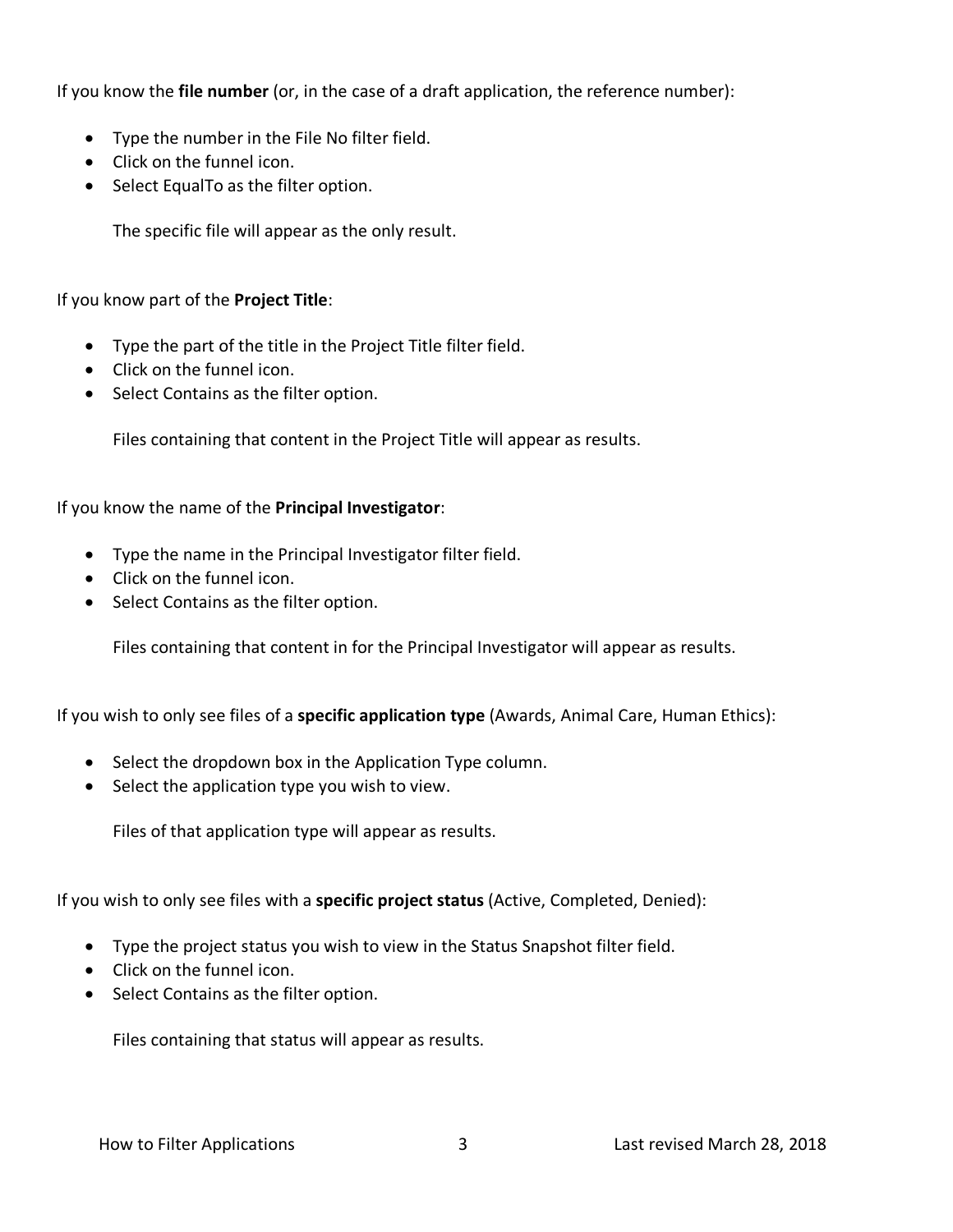If you know the **file number** (or, in the case of a draft application, the reference number):

- Type the number in the File No filter field.
- Click on the funnel icon.
- Select EqualTo as the filter option.

  The specific file will appear as the only result.

If you know part of the **Project Title**:

- Type the part of the title in the Project Title filter field.
- Click on the funnel icon.
- Select Contains as the filter option.

  Files containing that content in the Project Title will appear as results.

If you know the name of the **Principal Investigator**:

- Type the name in the Principal Investigator filter field.
- Click on the funnel icon.
- Select Contains as the filter option.

  Files containing that content in for the Principal Investigator will appear as results.

If you wish to only see files of a **specific application type** (Awards, Animal Care, Human Ethics):

- Select the dropdown box in the Application Type column.
- Select the application type you wish to view.

  Files of that application type will appear as results.

If you wish to only see files with a **specific project status** (Active, Completed, Denied):

- Type the project status you wish to view in the Status Snapshot filter field.
- Click on the funnel icon.
- Select Contains as the filter option.

  Files containing that status will appear as results.